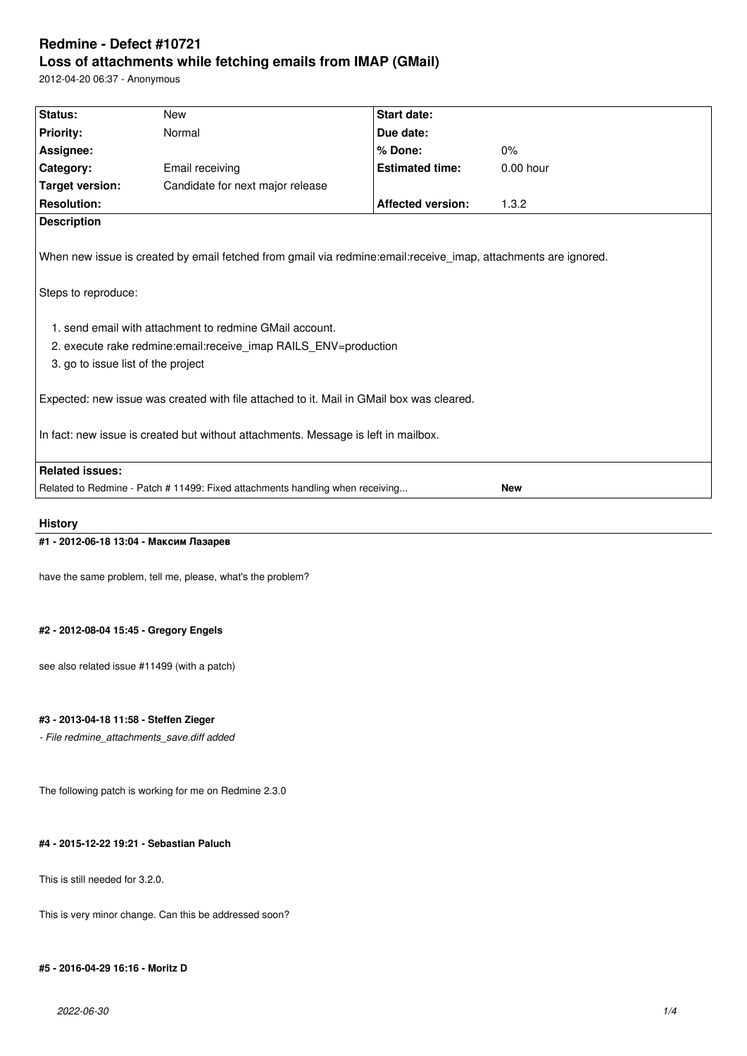# Redmine - Defect #10721
## Loss of attachments while fetching emails from IMAP (GMail)

2012-04-20 06:37 - Anonymous

| Status: | New | Start date: | |
|---|---|---|---|
| Priority: | Normal | Due date: | |
| Assignee: | | % Done: | 0% |
| Category: | Email receiving | Estimated time: | 0.00 hour |
| Target version: | Candidate for next major release | | |
| Resolution: | | Affected version: | 1.3.2 |

**Description**

When new issue is created by email fetched from gmail via redmine:email:receive_imap, attachments are ignored.

Steps to reproduce:

1. send email with attachment to redmine GMail account.
2. execute rake redmine:email:receive_imap RAILS_ENV=production
3. go to issue list of the project

Expected: new issue was created with file attached to it. Mail in GMail box was cleared.

In fact: new issue is created but without attachments. Message is left in mailbox.

**Related issues:**

| | |
|---|---|
| Related to Redmine - Patch # 11499: Fixed attachments handling when receiving... | **New** |

### History

#### #1 - 2012-06-18 13:04 - Максим Лазарев

have the same problem, tell me, please, what's the problem?

#### #2 - 2012-08-04 15:45 - Gregory Engels

see also related issue #11499 (with a patch)

#### #3 - 2013-04-18 11:58 - Steffen Zieger

*- File redmine_attachments_save.diff added*

The following patch is working for me on Redmine 2.3.0

#### #4 - 2015-12-22 19:21 - Sebastian Paluch

This is still needed for 3.2.0.

This is very minor change. Can this be addressed soon?

#### #5 - 2016-04-29 16:16 - Moritz D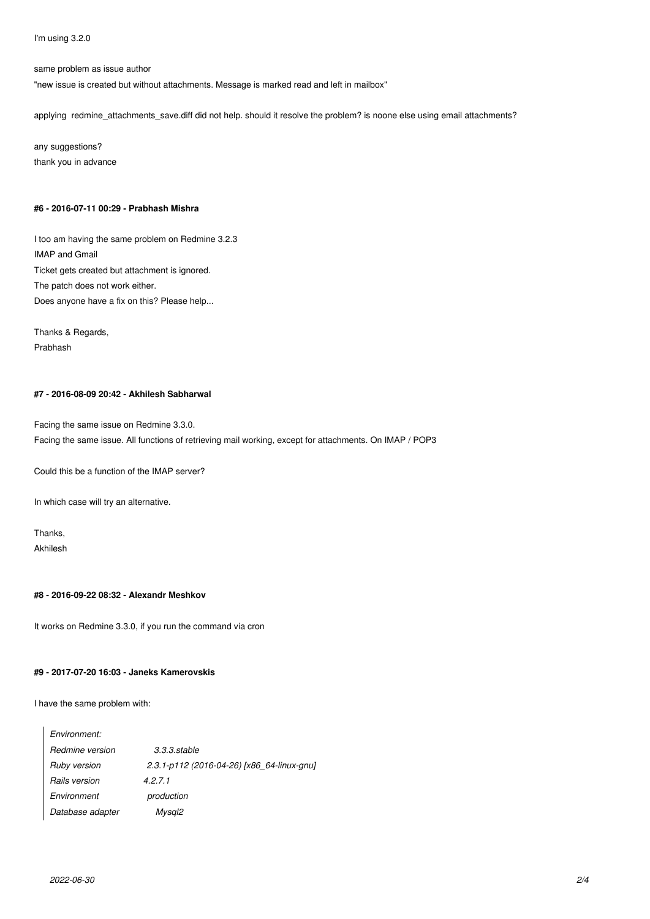I'm using 3.2.0

same problem as issue author

"new issue is created but without attachments. Message is marked read and left in mailbox"

applying redmine_attachments_save.diff did not help. should it resolve the problem? is noone else using email attachments?

any suggestions?
thank you in advance

#### #6 - 2016-07-11 00:29 - Prabhash Mishra

I too am having the same problem on Redmine 3.2.3
IMAP and Gmail
Ticket gets created but attachment is ignored.
The patch does not work either.
Does anyone have a fix on this? Please help...

Thanks & Regards,
Prabhash

#### #7 - 2016-08-09 20:42 - Akhilesh Sabharwal

Facing the same issue on Redmine 3.3.0.
Facing the same issue. All functions of retrieving mail working, except for attachments. On IMAP / POP3

Could this be a function of the IMAP server?

In which case will try an alternative.

Thanks,
Akhilesh

#### #8 - 2016-09-22 08:32 - Alexandr Meshkov

It works on Redmine 3.3.0, if you run the command via cron

#### #9 - 2017-07-20 16:03 - Janeks Kamerovskis

I have the same problem with:

> *Environment:*
> *Redmine version* *3.3.3.stable*
> *Ruby version* *2.3.1-p112 (2016-04-26) [x86_64-linux-gnu]*
> *Rails version* *4.2.7.1*
> *Environment* *production*
> *Database adapter* *Mysql2*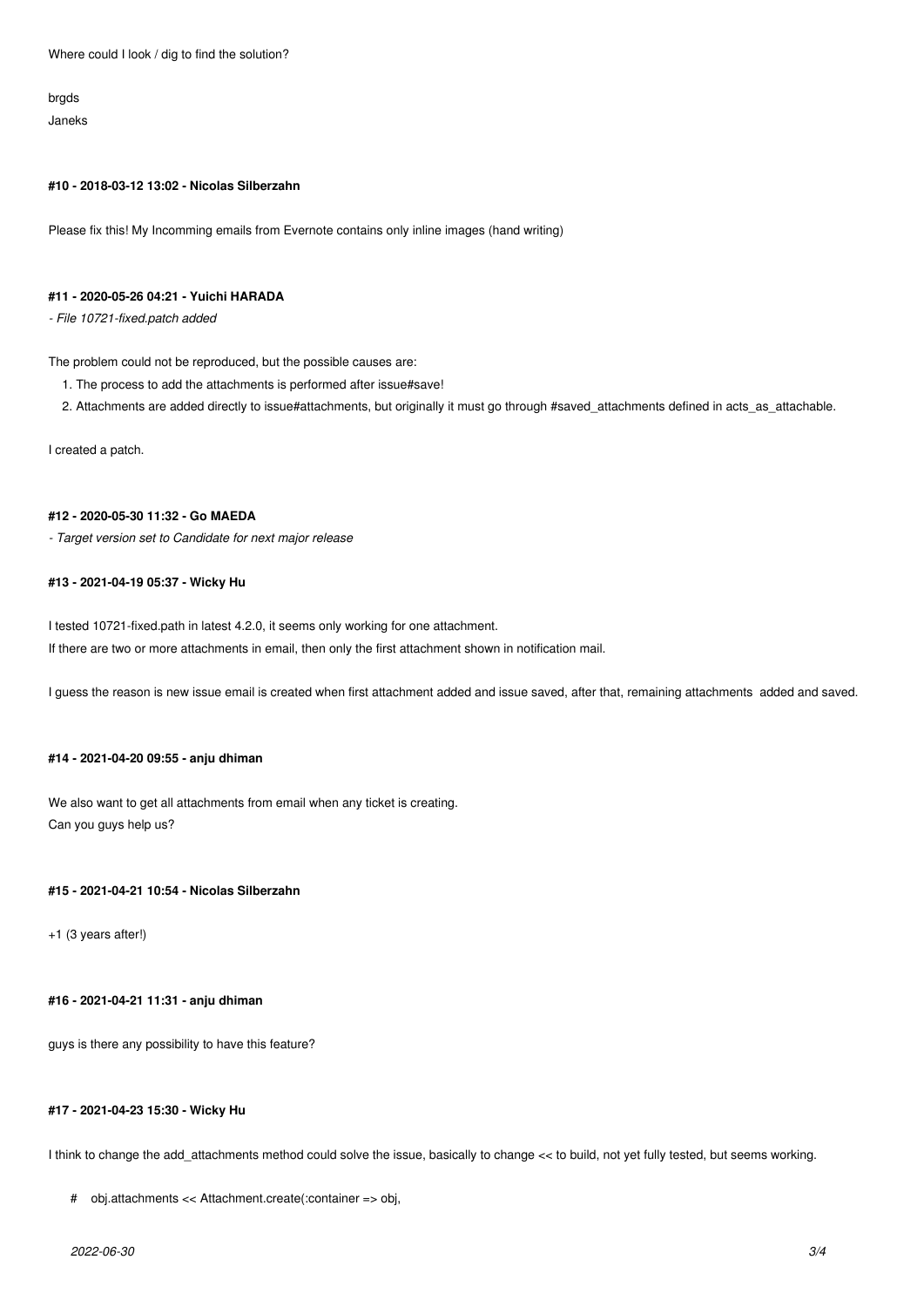Where could I look / dig to find the solution?

brgds

Janeks

#### #10 - 2018-03-12 13:02 - Nicolas Silberzahn

Please fix this! My Incomming emails from Evernote contains only inline images (hand writing)

#### #11 - 2020-05-26 04:21 - Yuichi HARADA

*- File 10721-fixed.patch added*

The problem could not be reproduced, but the possible causes are:

1. The process to add the attachments is performed after issue#save!
2. Attachments are added directly to issue#attachments, but originally it must go through #saved_attachments defined in acts_as_attachable.

I created a patch.

#### #12 - 2020-05-30 11:32 - Go MAEDA

*- Target version set to Candidate for next major release*

#### #13 - 2021-04-19 05:37 - Wicky Hu

I tested 10721-fixed.path in latest 4.2.0, it seems only working for one attachment.
If there are two or more attachments in email, then only the first attachment shown in notification mail.

I guess the reason is new issue email is created when first attachment added and issue saved, after that, remaining attachments added and saved.

#### #14 - 2021-04-20 09:55 - anju dhiman

We also want to get all attachments from email when any ticket is creating.
Can you guys help us?

#### #15 - 2021-04-21 10:54 - Nicolas Silberzahn

+1 (3 years after!)

#### #16 - 2021-04-21 11:31 - anju dhiman

guys is there any possibility to have this feature?

#### #17 - 2021-04-23 15:30 - Wicky Hu

I think to change the add_attachments method could solve the issue, basically to change << to build, not yet fully tested, but seems working.

```
#    obj.attachments << Attachment.create(:container => obj,
```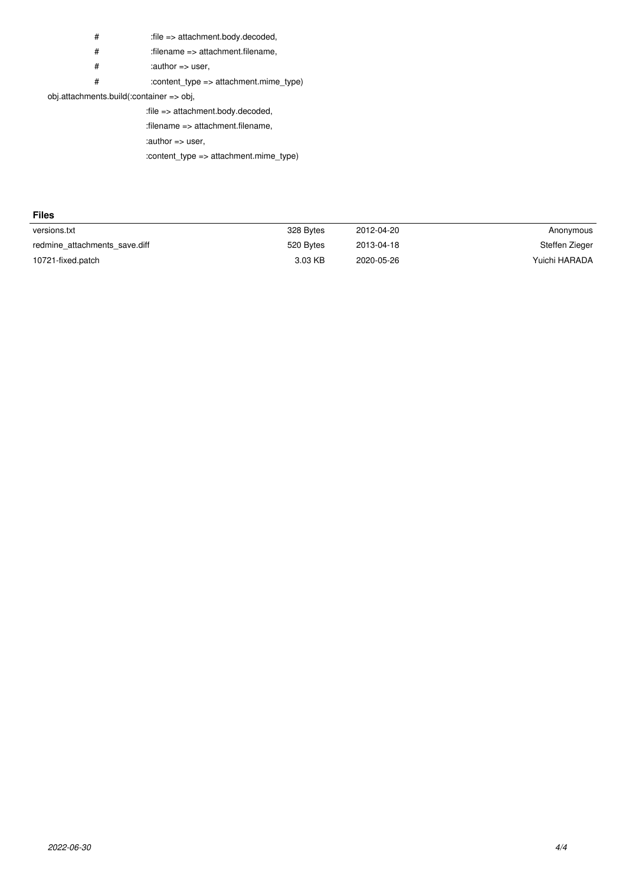```
#                :file => attachment.body.decoded,
#                :filename => attachment.filename,
#                :author => user,
#                :content_type => attachment.mime_type)
obj.attachments.build(:container => obj,
                :file => attachment.body.decoded,
                :filename => attachment.filename,
                :author => user,
                :content_type => attachment.mime_type)
```

## Files

| | | | |
|---|---|---|---|
| versions.txt | 328 Bytes | 2012-04-20 | Anonymous |
| redmine_attachments_save.diff | 520 Bytes | 2013-04-18 | Steffen Zieger |
| 10721-fixed.patch | 3.03 KB | 2020-05-26 | Yuichi HARADA |